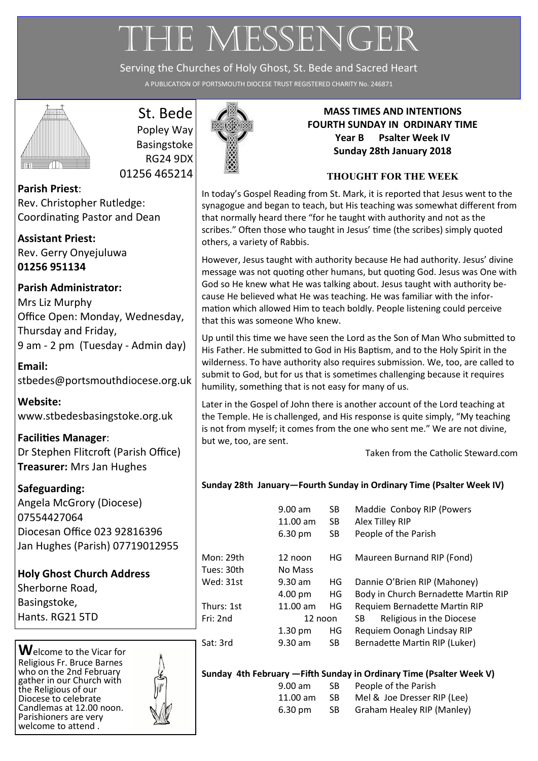# THE MESSENGER

Serving the Churches of Holy Ghost, St. Bede and Sacred Heart

A PUBLICATION OF PORTSMOUTH DIOCESE TRUST REGISTERED CHARITY No. 246871

## St. Bede

Popley Way
Basingstoke
RG24 9DX
01256 465214

**Parish Priest**:
Rev. Christopher Rutledge: Coordinating Pastor and Dean

**Assistant Priest:**
Rev. Gerry Onyejuluwa
**01256 951134**

**Parish Administrator:**
Mrs Liz Murphy
Office Open: Monday, Wednesday, Thursday and Friday,
9 am - 2 pm (Tuesday - Admin day)

**Email:**
stbedes@portsmouthdiocese.org.uk

**Website:**
www.stbedesbasingstoke.org.uk

**Facilities Manager**:
Dr Stephen Flitcroft (Parish Office)
**Treasurer:** Mrs Jan Hughes

**Safeguarding:**
Angela McGrory (Diocese)
07554427064
Diocesan Office 023 92816396
Jan Hughes (Parish) 07719012955

**Holy Ghost Church Address**
Sherborne Road,
Basingstoke,
Hants. RG21 5TD

**W**elcome to the Vicar for Religious Fr. Bruce Barnes who on the 2nd February gather in our Church with the Religious of our Diocese to celebrate Candlemas at 12.00 noon. Parishioners are very welcome to attend .

## MASS TIMES AND INTENTIONS
## FOURTH SUNDAY IN ORDINARY TIME
**Year B Psalter Week IV**
**Sunday 28th January 2018**

### THOUGHT FOR THE WEEK

In today's Gospel Reading from St. Mark, it is reported that Jesus went to the synagogue and began to teach, but His teaching was somewhat different from that normally heard there "for he taught with authority and not as the scribes." Often those who taught in Jesus' time (the scribes) simply quoted others, a variety of Rabbis.

However, Jesus taught with authority because He had authority. Jesus' divine message was not quoting other humans, but quoting God. Jesus was One with God so He knew what He was talking about. Jesus taught with authority because He believed what He was teaching. He was familiar with the information which allowed Him to teach boldly. People listening could perceive that this was someone Who knew.

Up until this time we have seen the Lord as the Son of Man Who submitted to His Father. He submitted to God in His Baptism, and to the Holy Spirit in the wilderness. To have authority also requires submission. We, too, are called to submit to God, but for us that is sometimes challenging because it requires humility, something that is not easy for many of us.

Later in the Gospel of John there is another account of the Lord teaching at the Temple. He is challenged, and His response is quite simply, "My teaching is not from myself; it comes from the one who sent me." We are not divine, but we, too, are sent.

Taken from the Catholic Steward.com

**Sunday 28th January—Fourth Sunday in Ordinary Time (Psalter Week IV)**

| | | | |
|---|---|---|---|
| | 9.00 am | SB | Maddie Conboy RIP (Powers |
| | 11.00 am | SB | Alex Tilley RIP |
| | 6.30 pm | SB | People of the Parish |
| Mon: 29th | 12 noon | HG | Maureen Burnand RIP (Fond) |
| Tues: 30th | No Mass | | |
| Wed: 31st | 9.30 am | HG | Dannie O'Brien RIP (Mahoney) |
| | 4.00 pm | HG | Body in Church Bernadette Martin RIP |
| Thurs: 1st | 11.00 am | HG | Requiem Bernadette Martin RIP |
| Fri: 2nd | 12 noon | SB | Religious in the Diocese |
| | 1.30 pm | HG | Requiem Oonagh Lindsay RIP |
| Sat: 3rd | 9.30 am | SB | Bernadette Martin RIP (Luker) |

**Sunday 4th February —Fifth Sunday in Ordinary Time (Psalter Week V)**

| | | |
|---|---|---|
| 9.00 am | SB | People of the Parish |
| 11.00 am | SB | Mel & Joe Dresser RIP (Lee) |
| 6.30 pm | SB | Graham Healey RIP (Manley) |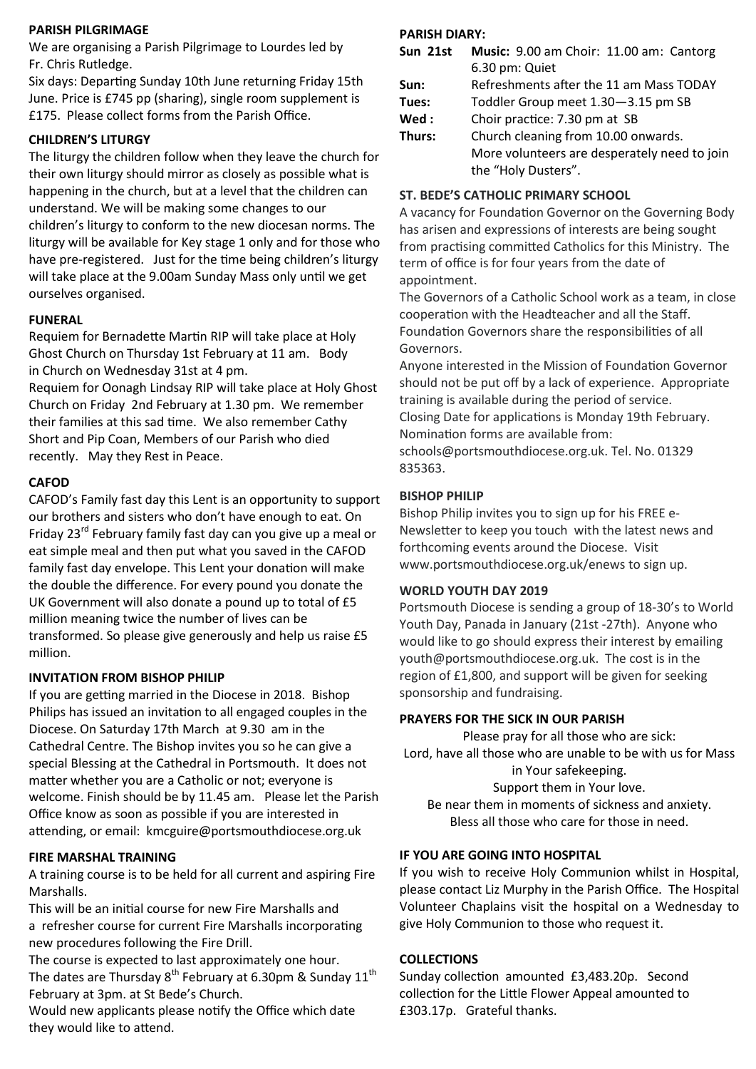**PARISH PILGRIMAGE**

We are organising a Parish Pilgrimage to Lourdes led by Fr. Chris Rutledge.

Six days: Departing Sunday 10th June returning Friday 15th June. Price is £745 pp (sharing), single room supplement is £175. Please collect forms from the Parish Office.

**CHILDREN'S LITURGY**

The liturgy the children follow when they leave the church for their own liturgy should mirror as closely as possible what is happening in the church, but at a level that the children can understand. We will be making some changes to our children's liturgy to conform to the new diocesan norms. The liturgy will be available for Key stage 1 only and for those who have pre-registered. Just for the time being children's liturgy will take place at the 9.00am Sunday Mass only until we get ourselves organised.

**FUNERAL**

Requiem for Bernadette Martin RIP will take place at Holy Ghost Church on Thursday 1st February at 11 am. Body in Church on Wednesday 31st at 4 pm.

Requiem for Oonagh Lindsay RIP will take place at Holy Ghost Church on Friday 2nd February at 1.30 pm. We remember their families at this sad time. We also remember Cathy Short and Pip Coan, Members of our Parish who died recently. May they Rest in Peace.

**CAFOD**

CAFOD's Family fast day this Lent is an opportunity to support our brothers and sisters who don't have enough to eat. On Friday 23rd February family fast day can you give up a meal or eat simple meal and then put what you saved in the CAFOD family fast day envelope. This Lent your donation will make the double the difference. For every pound you donate the UK Government will also donate a pound up to total of £5 million meaning twice the number of lives can be transformed. So please give generously and help us raise £5 million.

**INVITATION FROM BISHOP PHILIP**

If you are getting married in the Diocese in 2018. Bishop Philips has issued an invitation to all engaged couples in the Diocese. On Saturday 17th March at 9.30 am in the Cathedral Centre. The Bishop invites you so he can give a special Blessing at the Cathedral in Portsmouth. It does not matter whether you are a Catholic or not; everyone is welcome. Finish should be by 11.45 am. Please let the Parish Office know as soon as possible if you are interested in attending, or email: kmcguire@portsmouthdiocese.org.uk

**FIRE MARSHAL TRAINING**

A training course is to be held for all current and aspiring Fire Marshalls.

This will be an initial course for new Fire Marshalls and a refresher course for current Fire Marshalls incorporating new procedures following the Fire Drill.

The course is expected to last approximately one hour.

The dates are Thursday 8th February at 6.30pm & Sunday 11th February at 3pm. at St Bede's Church.

Would new applicants please notify the Office which date they would like to attend.

**PARISH DIARY:**

| | |
|---|---|
| **Sun 21st** | **Music:** 9.00 am Choir: 11.00 am: Cantorg 6.30 pm: Quiet |
| **Sun:** | Refreshments after the 11 am Mass TODAY |
| **Tues:** | Toddler Group meet 1.30—3.15 pm SB |
| **Wed :** | Choir practice: 7.30 pm at SB |
| **Thurs:** | Church cleaning from 10.00 onwards. More volunteers are desperately need to join the "Holy Dusters". |

**ST. BEDE'S CATHOLIC PRIMARY SCHOOL**

A vacancy for Foundation Governor on the Governing Body has arisen and expressions of interests are being sought from practising committed Catholics for this Ministry. The term of office is for four years from the date of appointment.

The Governors of a Catholic School work as a team, in close cooperation with the Headteacher and all the Staff. Foundation Governors share the responsibilities of all Governors.

Anyone interested in the Mission of Foundation Governor should not be put off by a lack of experience. Appropriate training is available during the period of service.

Closing Date for applications is Monday 19th February.

Nomination forms are available from:

schools@portsmouthdiocese.org.uk. Tel. No. 01329 835363.

**BISHOP PHILIP**

Bishop Philip invites you to sign up for his FREE e-Newsletter to keep you touch with the latest news and forthcoming events around the Diocese. Visit www.portsmouthdiocese.org.uk/enews to sign up.

**WORLD YOUTH DAY 2019**

Portsmouth Diocese is sending a group of 18-30's to World Youth Day, Panada in January (21st -27th). Anyone who would like to go should express their interest by emailing youth@portsmouthdiocese.org.uk. The cost is in the region of £1,800, and support will be given for seeking sponsorship and fundraising.

**PRAYERS FOR THE SICK IN OUR PARISH**

Please pray for all those who are sick:
Lord, have all those who are unable to be with us for Mass in Your safekeeping.
Support them in Your love.
Be near them in moments of sickness and anxiety.
Bless all those who care for those in need.

**IF YOU ARE GOING INTO HOSPITAL**

If you wish to receive Holy Communion whilst in Hospital, please contact Liz Murphy in the Parish Office. The Hospital Volunteer Chaplains visit the hospital on a Wednesday to give Holy Communion to those who request it.

**COLLECTIONS**

Sunday collection amounted £3,483.20p. Second collection for the Little Flower Appeal amounted to £303.17p. Grateful thanks.